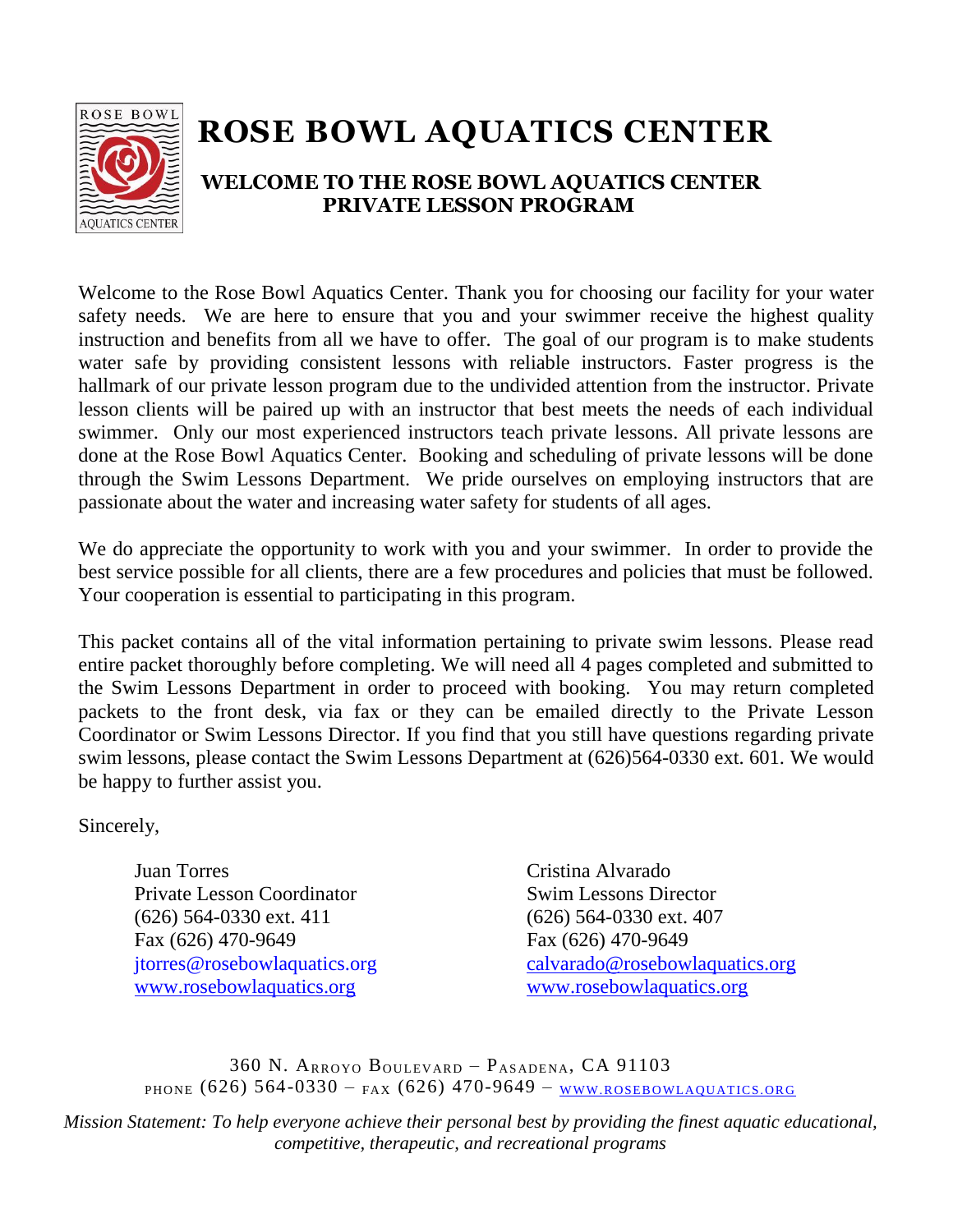# ROSE BOWL AQUATICS CENTER

## WELCOME TO THE ROSE BOWL AQUATICS CENTER PRIVATE LESSON PROGRAM

Welcome to the Rose Bowl Aquatics Center. Thank you for choosing our facility for your water safety needs. We are here to ensure that you and your swimmer receive the highest quality instruction and benefits from all we have to offer. The goal of our program is to make students water safe by providing consistent lessons with reliable instructors. Faster progress is the hallmark of our private lesson program due to the undivided attention from the instructor. Private lesson clients will be paired up with an instructor that best meets the needs of each individual swimmer. Only our most experienced instructors teach private lessons. All private lessons are done at the Rose Bowl Aquatics Center. Booking and scheduling of private lessons will be done through the Swim Lessons Department. We pride ourselves on employing instructors that are passionate about the water and increasing water safety for students of all ages.

We do appreciate the opportunity to work with you and your swimmer. In order to provide the best service possible for all clients, there are a few procedures and policies that must be followed. Your cooperation is essential to participating in this program.

This packet contains all of the vital information pertaining to private swim lessons. Please read entire packet thoroughly before completing. We will need all 4 pages completed and submitted to the Swim Lessons Department in order to proceed with booking. You may return completed packets to the front desk, via fax or they can be emailed directly to the Private Lesson Coordinator or Swim Lessons Director. If you find that you still have questions regarding private swim lessons, please contact the Swim Lessons Department at (626)564-0330 ext. 601. We would be happy to further assist you.

Sincerely,

Juan Torres
Private Lesson Coordinator
(626) 564-0330 ext. 411
Fax (626) 470-9649
jtorres@rosebowlaquatics.org
www.rosebowlaquatics.org

Cristina Alvarado
Swim Lessons Director
(626) 564-0330 ext. 407
Fax (626) 470-9649
calvarado@rosebowlaquatics.org
www.rosebowlaquatics.org

360 N. Arroyo Boulevard – Pasadena, CA 91103
Phone (626) 564-0330 – Fax (626) 470-9649 – www.rosebowlaquatics.org

*Mission Statement: To help everyone achieve their personal best by providing the finest aquatic educational, competitive, therapeutic, and recreational programs*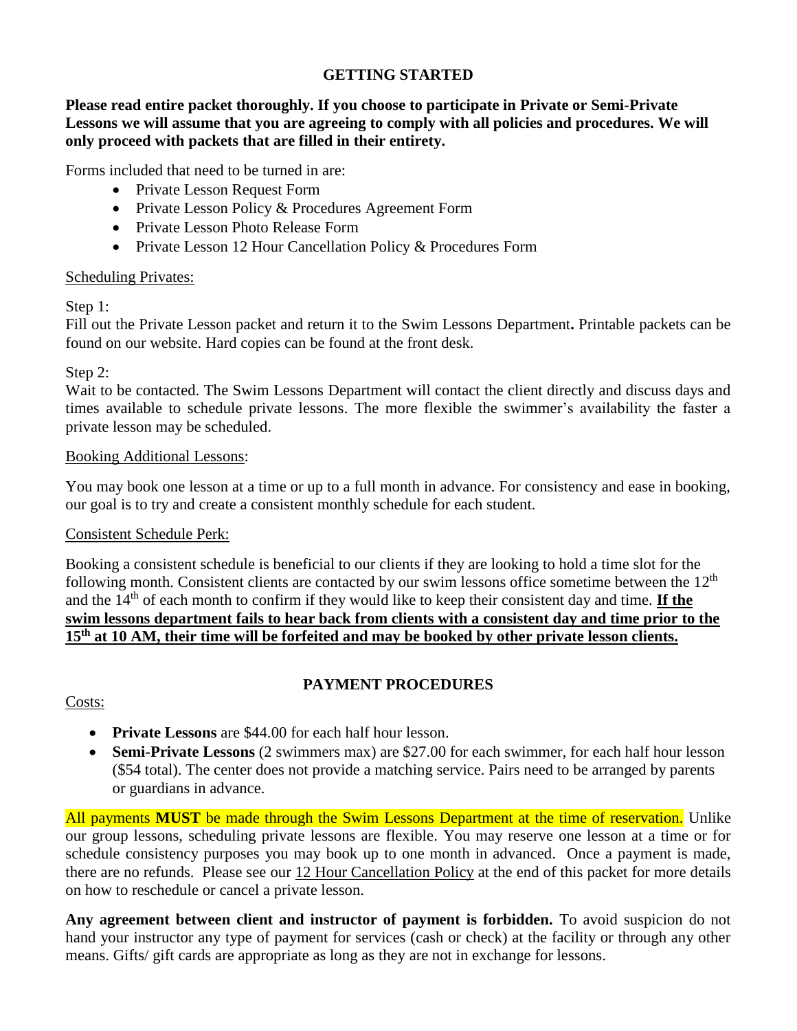## GETTING STARTED

**Please read entire packet thoroughly. If you choose to participate in Private or Semi-Private Lessons we will assume that you are agreeing to comply with all policies and procedures. We will only proceed with packets that are filled in their entirety.**

Forms included that need to be turned in are:

- Private Lesson Request Form
- Private Lesson Policy & Procedures Agreement Form
- Private Lesson Photo Release Form
- Private Lesson 12 Hour Cancellation Policy & Procedures Form

Scheduling Privates:

Step 1:
Fill out the Private Lesson packet and return it to the Swim Lessons Department**.** Printable packets can be found on our website. Hard copies can be found at the front desk.

Step 2:
Wait to be contacted. The Swim Lessons Department will contact the client directly and discuss days and times available to schedule private lessons. The more flexible the swimmer's availability the faster a private lesson may be scheduled.

Booking Additional Lessons:

You may book one lesson at a time or up to a full month in advance. For consistency and ease in booking, our goal is to try and create a consistent monthly schedule for each student.

Consistent Schedule Perk:

Booking a consistent schedule is beneficial to our clients if they are looking to hold a time slot for the following month. Consistent clients are contacted by our swim lessons office sometime between the 12th and the 14th of each month to confirm if they would like to keep their consistent day and time. **If the swim lessons department fails to hear back from clients with a consistent day and time prior to the 15th at 10 AM, their time will be forfeited and may be booked by other private lesson clients.**

## PAYMENT PROCEDURES

Costs:

- **Private Lessons** are $44.00 for each half hour lesson.
- **Semi-Private Lessons** (2 swimmers max) are $27.00 for each swimmer, for each half hour lesson ($54 total). The center does not provide a matching service. Pairs need to be arranged by parents or guardians in advance.

All payments **MUST** be made through the Swim Lessons Department at the time of reservation. Unlike our group lessons, scheduling private lessons are flexible. You may reserve one lesson at a time or for schedule consistency purposes you may book up to one month in advanced. Once a payment is made, there are no refunds. Please see our 12 Hour Cancellation Policy at the end of this packet for more details on how to reschedule or cancel a private lesson.

**Any agreement between client and instructor of payment is forbidden.** To avoid suspicion do not hand your instructor any type of payment for services (cash or check) at the facility or through any other means. Gifts/ gift cards are appropriate as long as they are not in exchange for lessons.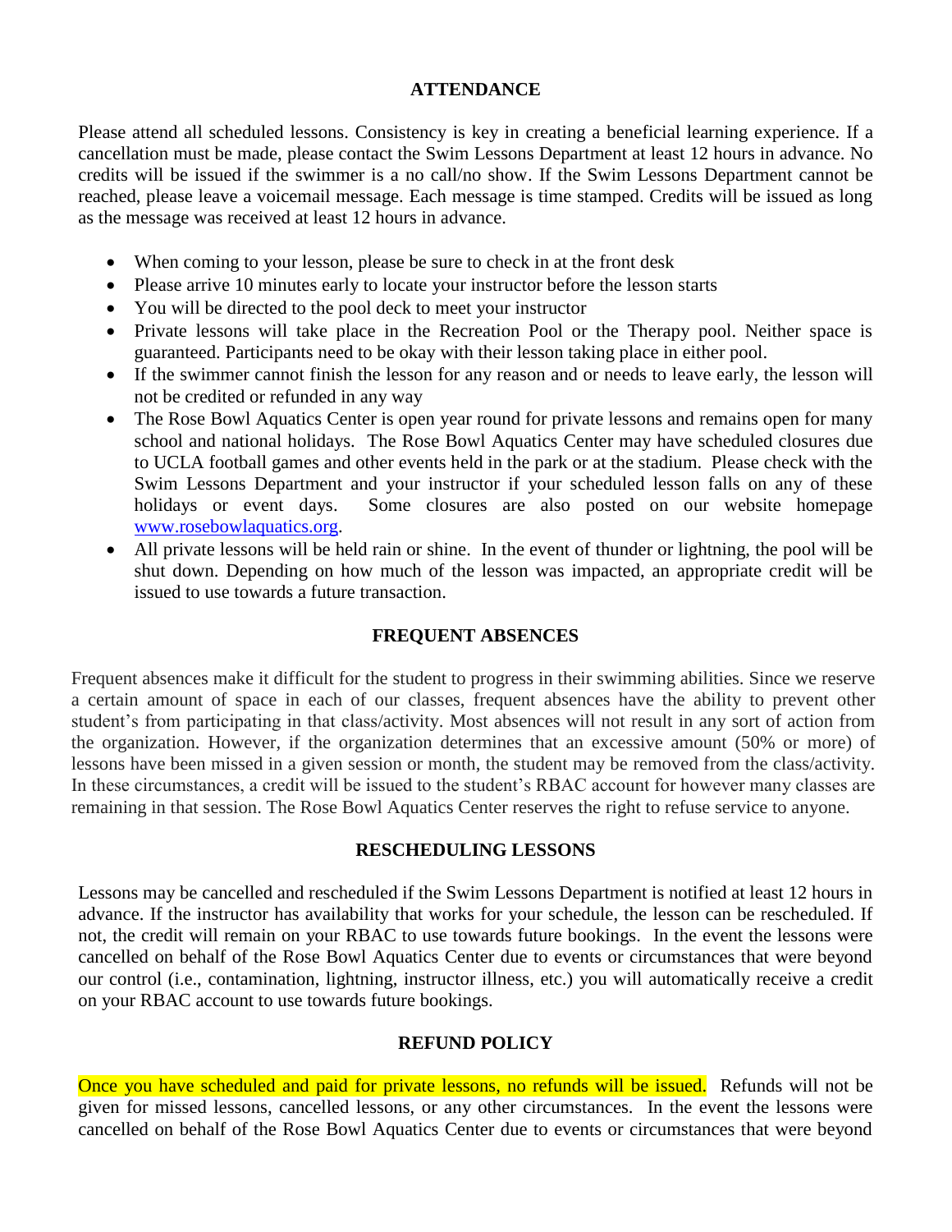## ATTENDANCE

Please attend all scheduled lessons. Consistency is key in creating a beneficial learning experience. If a cancellation must be made, please contact the Swim Lessons Department at least 12 hours in advance. No credits will be issued if the swimmer is a no call/no show. If the Swim Lessons Department cannot be reached, please leave a voicemail message. Each message is time stamped. Credits will be issued as long as the message was received at least 12 hours in advance.

- When coming to your lesson, please be sure to check in at the front desk
- Please arrive 10 minutes early to locate your instructor before the lesson starts
- You will be directed to the pool deck to meet your instructor
- Private lessons will take place in the Recreation Pool or the Therapy pool. Neither space is guaranteed. Participants need to be okay with their lesson taking place in either pool.
- If the swimmer cannot finish the lesson for any reason and or needs to leave early, the lesson will not be credited or refunded in any way
- The Rose Bowl Aquatics Center is open year round for private lessons and remains open for many school and national holidays. The Rose Bowl Aquatics Center may have scheduled closures due to UCLA football games and other events held in the park or at the stadium. Please check with the Swim Lessons Department and your instructor if your scheduled lesson falls on any of these holidays or event days. Some closures are also posted on our website homepage [www.rosebowlaquatics.org](http://www.rosebowlaquatics.org).
- All private lessons will be held rain or shine. In the event of thunder or lightning, the pool will be shut down. Depending on how much of the lesson was impacted, an appropriate credit will be issued to use towards a future transaction.

## FREQUENT ABSENCES

Frequent absences make it difficult for the student to progress in their swimming abilities. Since we reserve a certain amount of space in each of our classes, frequent absences have the ability to prevent other student's from participating in that class/activity. Most absences will not result in any sort of action from the organization. However, if the organization determines that an excessive amount (50% or more) of lessons have been missed in a given session or month, the student may be removed from the class/activity. In these circumstances, a credit will be issued to the student's RBAC account for however many classes are remaining in that session. The Rose Bowl Aquatics Center reserves the right to refuse service to anyone.

## RESCHEDULING LESSONS

Lessons may be cancelled and rescheduled if the Swim Lessons Department is notified at least 12 hours in advance. If the instructor has availability that works for your schedule, the lesson can be rescheduled. If not, the credit will remain on your RBAC to use towards future bookings. In the event the lessons were cancelled on behalf of the Rose Bowl Aquatics Center due to events or circumstances that were beyond our control (i.e., contamination, lightning, instructor illness, etc.) you will automatically receive a credit on your RBAC account to use towards future bookings.

## REFUND POLICY

Once you have scheduled and paid for private lessons, no refunds will be issued. Refunds will not be given for missed lessons, cancelled lessons, or any other circumstances. In the event the lessons were cancelled on behalf of the Rose Bowl Aquatics Center due to events or circumstances that were beyond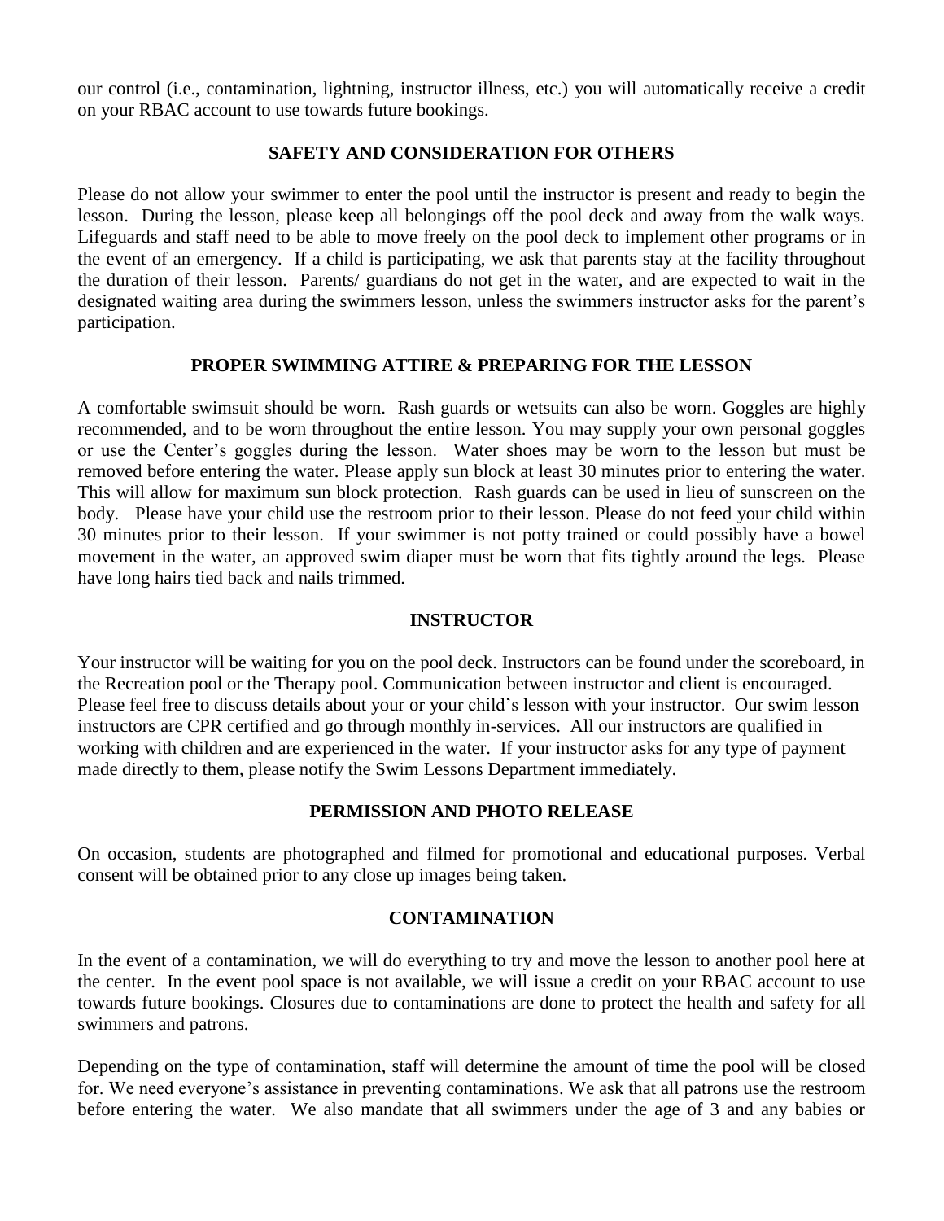our control (i.e., contamination, lightning, instructor illness, etc.) you will automatically receive a credit on your RBAC account to use towards future bookings.

## SAFETY AND CONSIDERATION FOR OTHERS

Please do not allow your swimmer to enter the pool until the instructor is present and ready to begin the lesson. During the lesson, please keep all belongings off the pool deck and away from the walk ways. Lifeguards and staff need to be able to move freely on the pool deck to implement other programs or in the event of an emergency. If a child is participating, we ask that parents stay at the facility throughout the duration of their lesson. Parents/ guardians do not get in the water, and are expected to wait in the designated waiting area during the swimmers lesson, unless the swimmers instructor asks for the parent's participation.

## PROPER SWIMMING ATTIRE & PREPARING FOR THE LESSON

A comfortable swimsuit should be worn. Rash guards or wetsuits can also be worn. Goggles are highly recommended, and to be worn throughout the entire lesson. You may supply your own personal goggles or use the Center's goggles during the lesson. Water shoes may be worn to the lesson but must be removed before entering the water. Please apply sun block at least 30 minutes prior to entering the water. This will allow for maximum sun block protection. Rash guards can be used in lieu of sunscreen on the body. Please have your child use the restroom prior to their lesson. Please do not feed your child within 30 minutes prior to their lesson. If your swimmer is not potty trained or could possibly have a bowel movement in the water, an approved swim diaper must be worn that fits tightly around the legs. Please have long hairs tied back and nails trimmed.

## INSTRUCTOR

Your instructor will be waiting for you on the pool deck. Instructors can be found under the scoreboard, in the Recreation pool or the Therapy pool. Communication between instructor and client is encouraged. Please feel free to discuss details about your or your child's lesson with your instructor. Our swim lesson instructors are CPR certified and go through monthly in-services. All our instructors are qualified in working with children and are experienced in the water. If your instructor asks for any type of payment made directly to them, please notify the Swim Lessons Department immediately.

## PERMISSION AND PHOTO RELEASE

On occasion, students are photographed and filmed for promotional and educational purposes. Verbal consent will be obtained prior to any close up images being taken.

## CONTAMINATION

In the event of a contamination, we will do everything to try and move the lesson to another pool here at the center. In the event pool space is not available, we will issue a credit on your RBAC account to use towards future bookings. Closures due to contaminations are done to protect the health and safety for all swimmers and patrons.

Depending on the type of contamination, staff will determine the amount of time the pool will be closed for. We need everyone's assistance in preventing contaminations. We ask that all patrons use the restroom before entering the water. We also mandate that all swimmers under the age of 3 and any babies or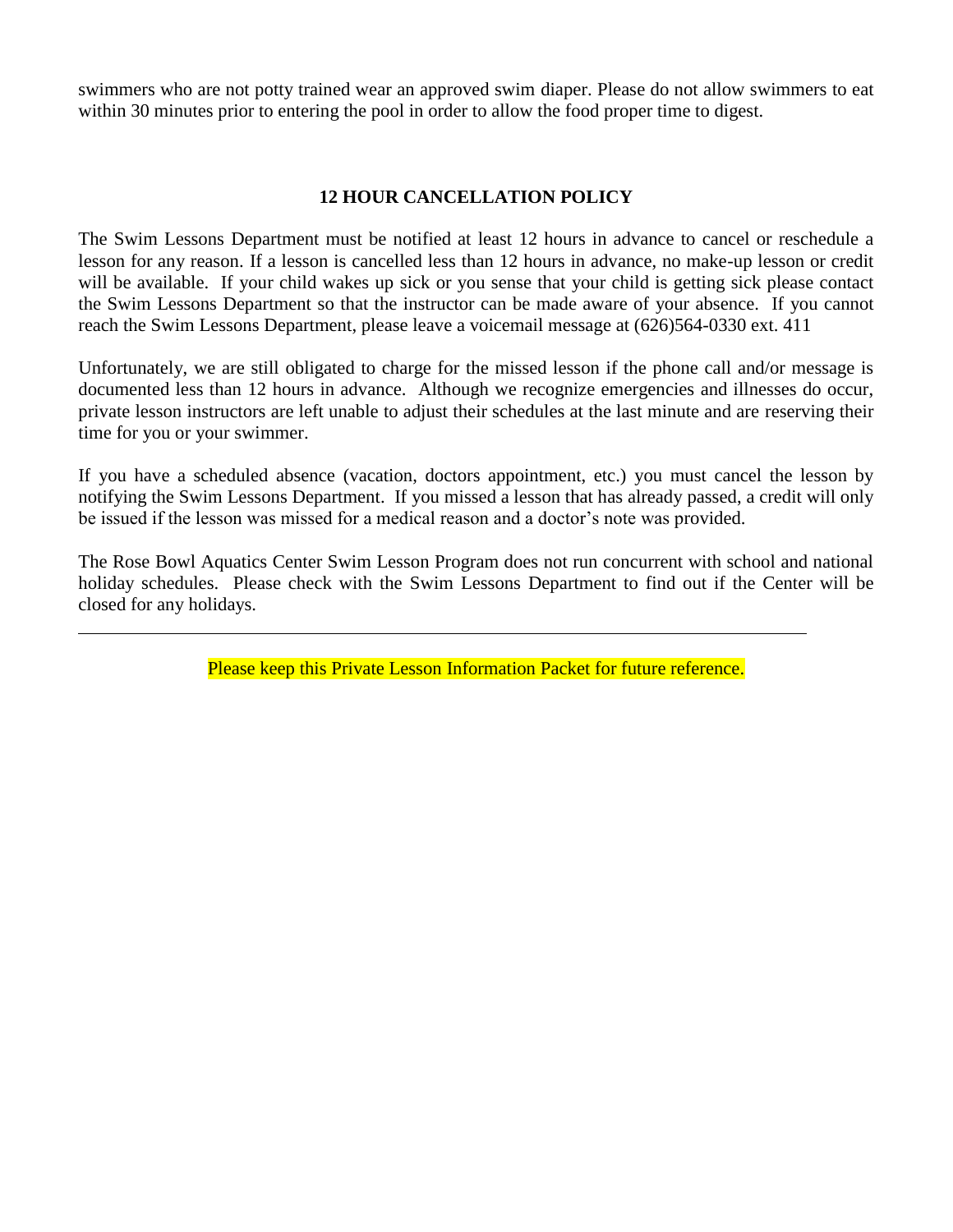swimmers who are not potty trained wear an approved swim diaper. Please do not allow swimmers to eat within 30 minutes prior to entering the pool in order to allow the food proper time to digest.

## 12 HOUR CANCELLATION POLICY

The Swim Lessons Department must be notified at least 12 hours in advance to cancel or reschedule a lesson for any reason. If a lesson is cancelled less than 12 hours in advance, no make-up lesson or credit will be available. If your child wakes up sick or you sense that your child is getting sick please contact the Swim Lessons Department so that the instructor can be made aware of your absence. If you cannot reach the Swim Lessons Department, please leave a voicemail message at (626)564-0330 ext. 411

Unfortunately, we are still obligated to charge for the missed lesson if the phone call and/or message is documented less than 12 hours in advance. Although we recognize emergencies and illnesses do occur, private lesson instructors are left unable to adjust their schedules at the last minute and are reserving their time for you or your swimmer.

If you have a scheduled absence (vacation, doctors appointment, etc.) you must cancel the lesson by notifying the Swim Lessons Department. If you missed a lesson that has already passed, a credit will only be issued if the lesson was missed for a medical reason and a doctor's note was provided.

The Rose Bowl Aquatics Center Swim Lesson Program does not run concurrent with school and national holiday schedules. Please check with the Swim Lessons Department to find out if the Center will be closed for any holidays.

---

Please keep this Private Lesson Information Packet for future reference.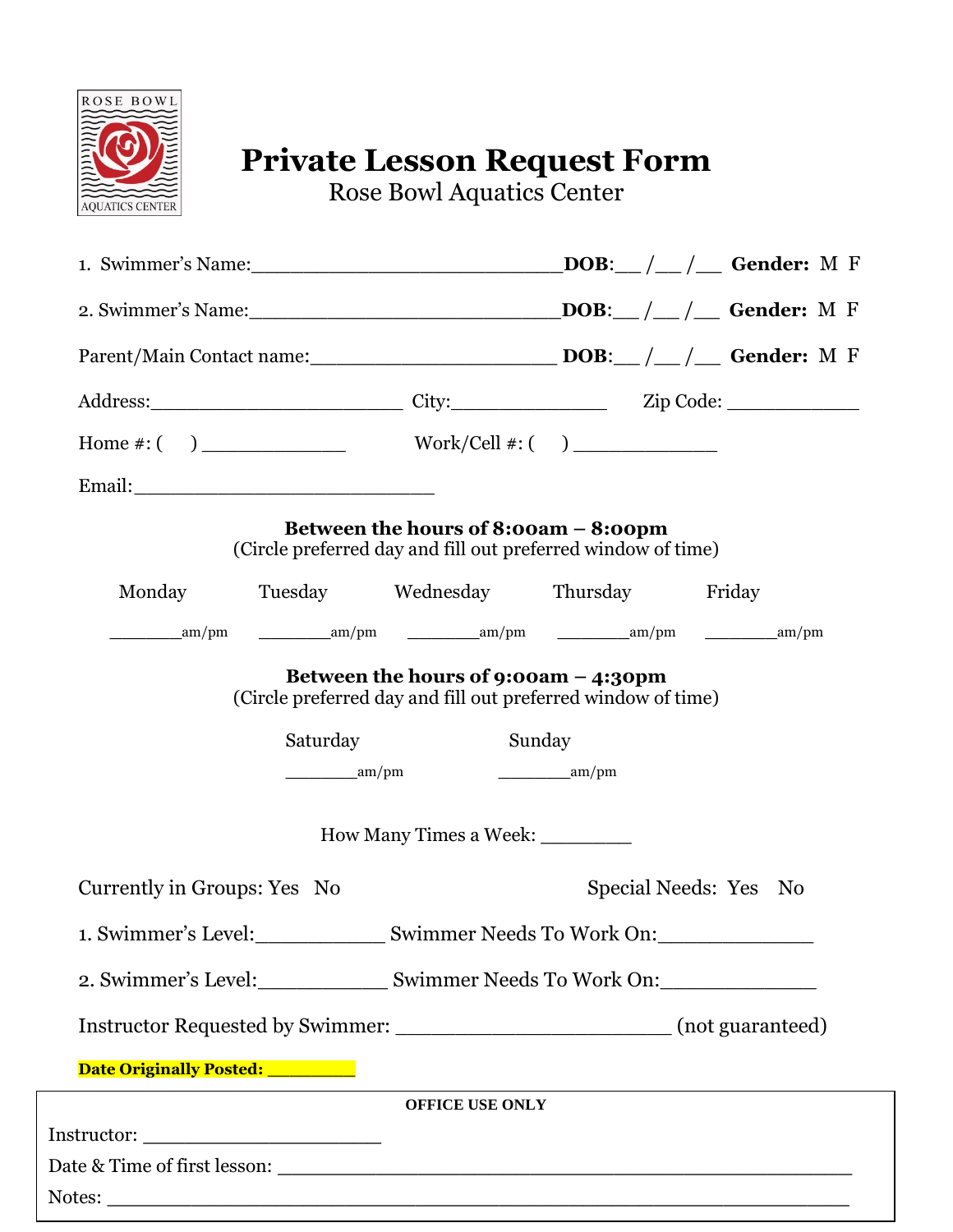ROSE BOWL AQUATICS CENTER

# Private Lesson Request Form

Rose Bowl Aquatics Center

1. Swimmer's Name:__________________________ **DOB**:__ /__ /__ **Gender:** M F

2. Swimmer's Name:__________________________ **DOB**:__ /__ /__ **Gender:** M F

Parent/Main Contact name:______________________ **DOB**:__ /__ /__ **Gender:** M F

Address:________________________ City:_______________ Zip Code: ____________

Home #: (     ) ______________ Work/Cell #: (     ) ______________

Email:____________________________

**Between the hours of 8:00am – 8:00pm**
(Circle preferred day and fill out preferred window of time)

| Monday | Tuesday | Wednesday | Thursday | Friday |
|---|---|---|---|---|
| ________am/pm | ________am/pm | ________am/pm | ________am/pm | ________am/pm |

**Between the hours of 9:00am – 4:30pm**
(Circle preferred day and fill out preferred window of time)

| Saturday | Sunday |
|---|---|
| ________am/pm | ________am/pm |

How Many Times a Week: _________

Currently in Groups: Yes No

Special Needs: Yes No

1. Swimmer's Level:___________ Swimmer Needs To Work On:______________

2. Swimmer's Level:___________ Swimmer Needs To Work On:______________

Instructor Requested by Swimmer: ________________________ (not guaranteed)

**Date Originally Posted: _________**

**OFFICE USE ONLY**

Instructor: _____________________

Date & Time of first lesson: ____________________________________________________

Notes: __________________________________________________________________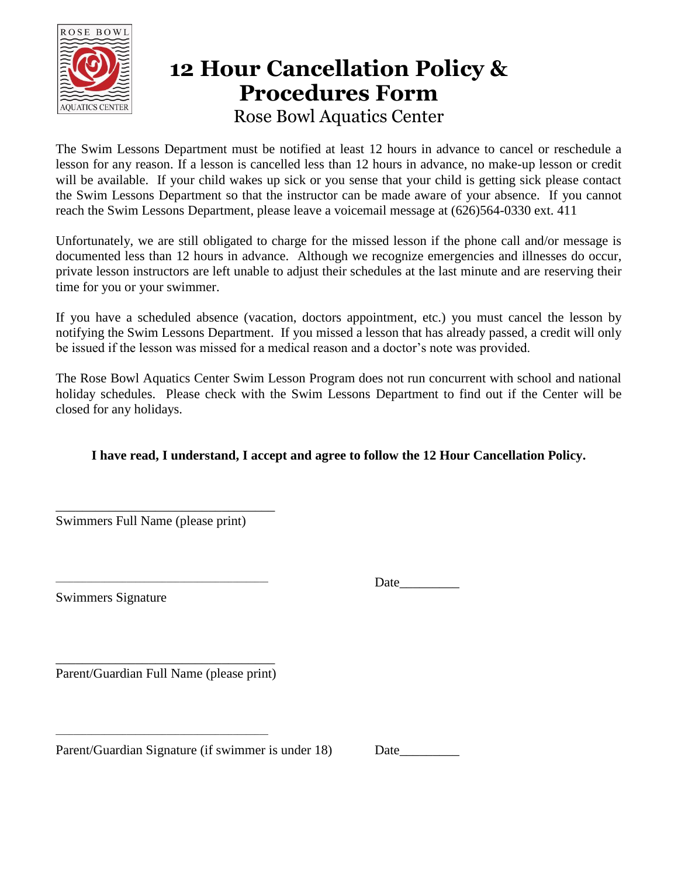# 12 Hour Cancellation Policy & Procedures Form

Rose Bowl Aquatics Center

The Swim Lessons Department must be notified at least 12 hours in advance to cancel or reschedule a lesson for any reason. If a lesson is cancelled less than 12 hours in advance, no make-up lesson or credit will be available. If your child wakes up sick or you sense that your child is getting sick please contact the Swim Lessons Department so that the instructor can be made aware of your absence. If you cannot reach the Swim Lessons Department, please leave a voicemail message at (626)564-0330 ext. 411

Unfortunately, we are still obligated to charge for the missed lesson if the phone call and/or message is documented less than 12 hours in advance. Although we recognize emergencies and illnesses do occur, private lesson instructors are left unable to adjust their schedules at the last minute and are reserving their time for you or your swimmer.

If you have a scheduled absence (vacation, doctors appointment, etc.) you must cancel the lesson by notifying the Swim Lessons Department. If you missed a lesson that has already passed, a credit will only be issued if the lesson was missed for a medical reason and a doctor's note was provided.

The Rose Bowl Aquatics Center Swim Lesson Program does not run concurrent with school and national holiday schedules. Please check with the Swim Lessons Department to find out if the Center will be closed for any holidays.

**I have read, I understand, I accept and agree to follow the 12 Hour Cancellation Policy.**

__________________________________
Swimmers Full Name (please print)

__________________________________ Date_________
Swimmers Signature

__________________________________
Parent/Guardian Full Name (please print)

__________________________________
Parent/Guardian Signature (if swimmer is under 18) Date_________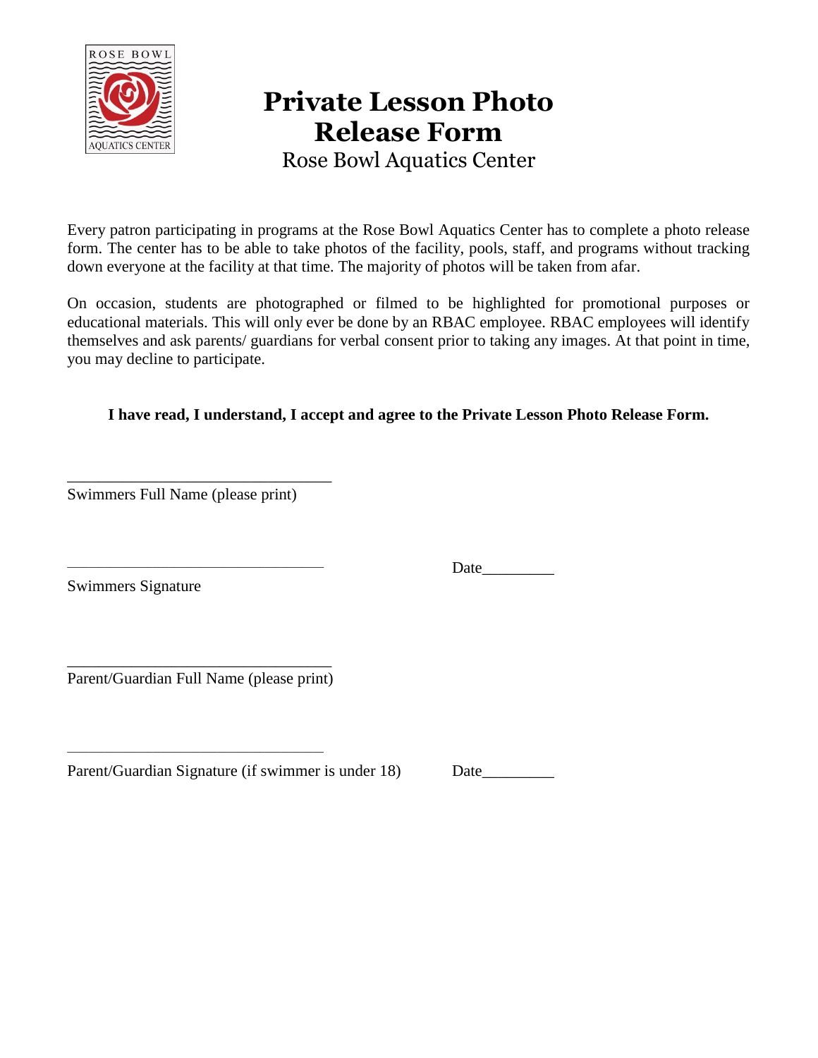ROSE BOWL AQUATICS CENTER

# Private Lesson Photo Release Form

Rose Bowl Aquatics Center

Every patron participating in programs at the Rose Bowl Aquatics Center has to complete a photo release form. The center has to be able to take photos of the facility, pools, staff, and programs without tracking down everyone at the facility at that time. The majority of photos will be taken from afar.

On occasion, students are photographed or filmed to be highlighted for promotional purposes or educational materials. This will only ever be done by an RBAC employee. RBAC employees will identify themselves and ask parents/ guardians for verbal consent prior to taking any images. At that point in time, you may decline to participate.

**I have read, I understand, I accept and agree to the Private Lesson Photo Release Form.**

_________________________________

Swimmers Full Name (please print)

_________________________________ Date_________

Swimmers Signature

_________________________________

Parent/Guardian Full Name (please print)

_________________________________

Parent/Guardian Signature (if swimmer is under 18) Date_________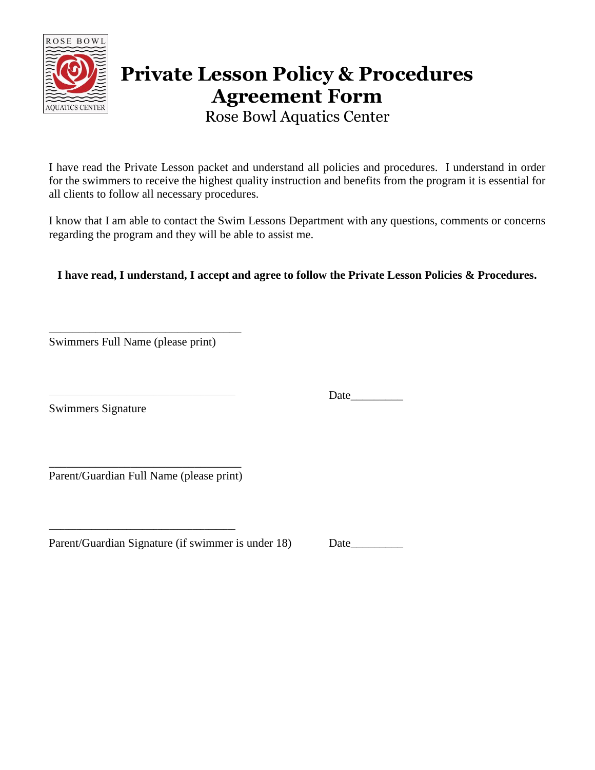# Private Lesson Policy & Procedures Agreement Form

Rose Bowl Aquatics Center

I have read the Private Lesson packet and understand all policies and procedures. I understand in order for the swimmers to receive the highest quality instruction and benefits from the program it is essential for all clients to follow all necessary procedures.

I know that I am able to contact the Swim Lessons Department with any questions, comments or concerns regarding the program and they will be able to assist me.

**I have read, I understand, I accept and agree to follow the Private Lesson Policies & Procedures.**

__________________________________
Swimmers Full Name (please print)

__________________________________ Date_________
Swimmers Signature

__________________________________
Parent/Guardian Full Name (please print)

__________________________________
Parent/Guardian Signature (if swimmer is under 18) Date_________